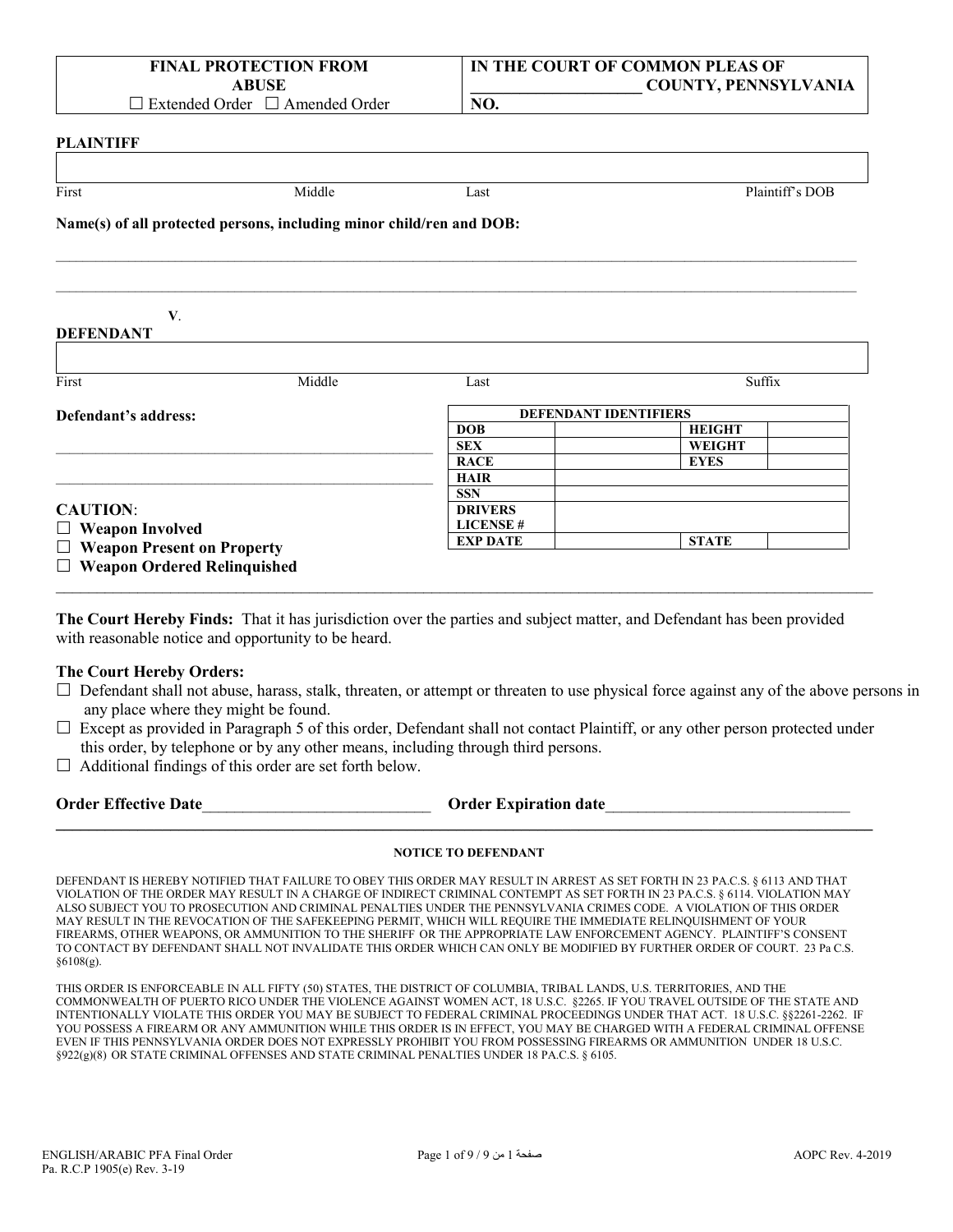| **FINAL PROTECTION FROM ABUSE** ☐ Extended Order ☐ Amended Order | **IN THE COURT OF COMMON PLEAS OF ____________________ COUNTY, PENNSYLVANIA** **NO.** |
|---|---|

**PLAINTIFF**

| | | | |
|---|---|---|---|
| First | Middle | Last | Plaintiff's DOB |

**Name(s) of all protected persons, including minor child/ren and DOB:**

_______________________________________________________________________________

_______________________________________________________________________________

**V.**

**DEFENDANT**

| | | | |
|---|---|---|---|
| First | Middle | Last | Suffix |

**Defendant's address:**

_______________________________________________

_______________________________________________

| **DEFENDANT IDENTIFIERS** | | | |
|---|---|---|---|
| **DOB** | | **HEIGHT** | |
| **SEX** | | **WEIGHT** | |
| **RACE** | | **EYES** | |
| **HAIR** | | | |
| **SSN** | | | |
| **DRIVERS LICENSE #** | | | |
| **EXP DATE** | | **STATE** | |

**CAUTION**:
- ☐ **Weapon Involved**
- ☐ **Weapon Present on Property**
- ☐ **Weapon Ordered Relinquished**

**The Court Hereby Finds:** That it has jurisdiction over the parties and subject matter, and Defendant has been provided with reasonable notice and opportunity to be heard.

**The Court Hereby Orders:**
- ☐ Defendant shall not abuse, harass, stalk, threaten, or attempt or threaten to use physical force against any of the above persons in any place where they might be found.
- ☐ Except as provided in Paragraph 5 of this order, Defendant shall not contact Plaintiff, or any other person protected under this order, by telephone or by any other means, including through third persons.
- ☐ Additional findings of this order are set forth below.

**Order Effective Date**____________________________ **Order Expiration date**______________________________

**NOTICE TO DEFENDANT**

DEFENDANT IS HEREBY NOTIFIED THAT FAILURE TO OBEY THIS ORDER MAY RESULT IN ARREST AS SET FORTH IN 23 PA.C.S. § 6113 AND THAT VIOLATION OF THE ORDER MAY RESULT IN A CHARGE OF INDIRECT CRIMINAL CONTEMPT AS SET FORTH IN 23 PA.C.S. § 6114. VIOLATION MAY ALSO SUBJECT YOU TO PROSECUTION AND CRIMINAL PENALTIES UNDER THE PENNSYLVANIA CRIMES CODE. A VIOLATION OF THIS ORDER MAY RESULT IN THE REVOCATION OF THE SAFEKEEPING PERMIT, WHICH WILL REQUIRE THE IMMEDIATE RELINQUISHMENT OF YOUR FIREARMS, OTHER WEAPONS, OR AMMUNITION TO THE SHERIFF OR THE APPROPRIATE LAW ENFORCEMENT AGENCY. PLAINTIFF'S CONSENT TO CONTACT BY DEFENDANT SHALL NOT INVALIDATE THIS ORDER WHICH CAN ONLY BE MODIFIED BY FURTHER ORDER OF COURT. 23 Pa C.S. §6108(g).

THIS ORDER IS ENFORCEABLE IN ALL FIFTY (50) STATES, THE DISTRICT OF COLUMBIA, TRIBAL LANDS, U.S. TERRITORIES, AND THE COMMONWEALTH OF PUERTO RICO UNDER THE VIOLENCE AGAINST WOMEN ACT, 18 U.S.C. §2265. IF YOU TRAVEL OUTSIDE OF THE STATE AND INTENTIONALLY VIOLATE THIS ORDER YOU MAY BE SUBJECT TO FEDERAL CRIMINAL PROCEEDINGS UNDER THAT ACT. 18 U.S.C. §§2261-2262. IF YOU POSSESS A FIREARM OR ANY AMMUNITION WHILE THIS ORDER IS IN EFFECT, YOU MAY BE CHARGED WITH A FEDERAL CRIMINAL OFFENSE EVEN IF THIS PENNSYLVANIA ORDER DOES NOT EXPRESSLY PROHIBIT YOU FROM POSSESSING FIREARMS OR AMMUNITION UNDER 18 U.S.C. §922(g)(8) OR STATE CRIMINAL OFFENSES AND STATE CRIMINAL PENALTIES UNDER 18 PA.C.S. § 6105.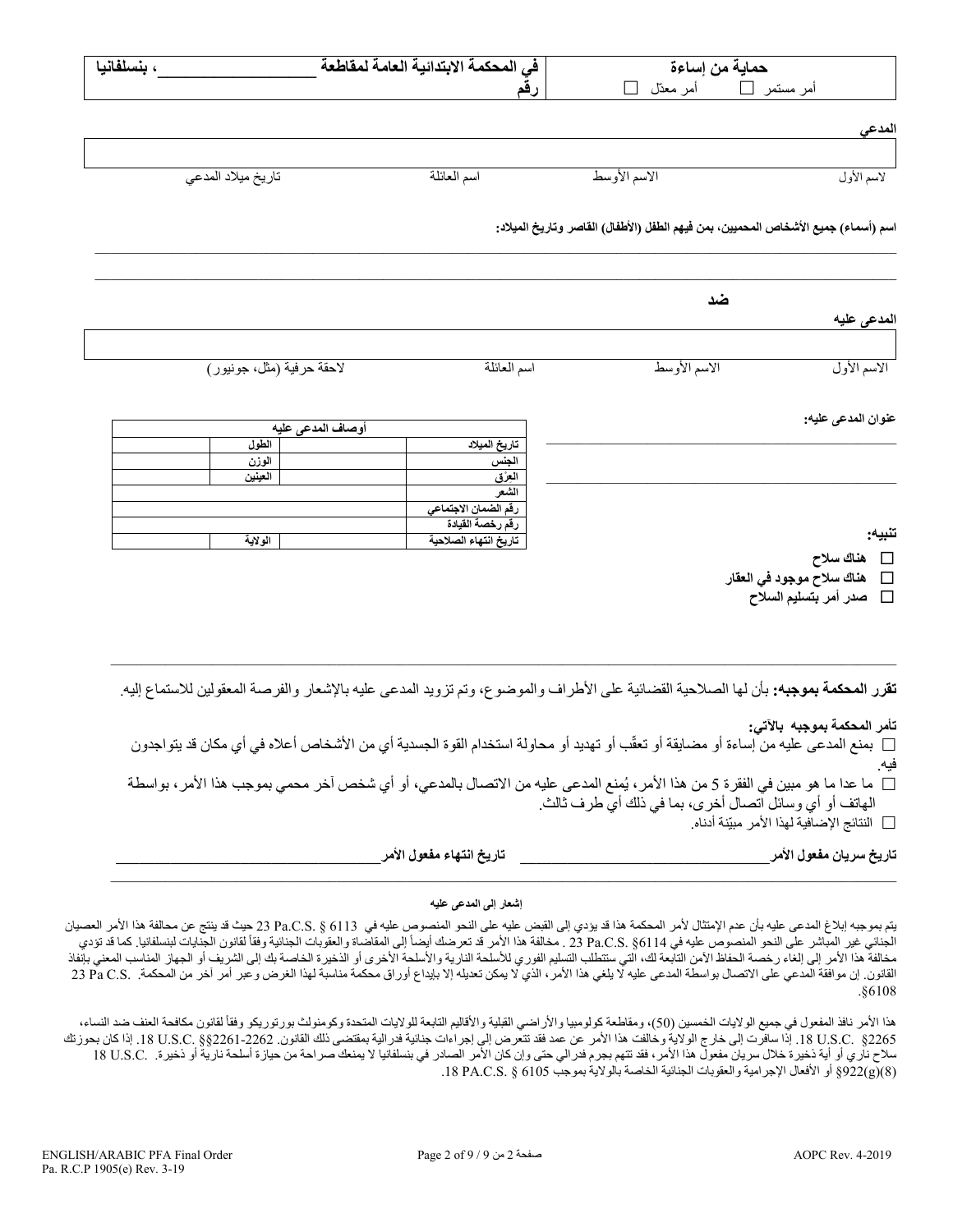| في المحكمة الابتدائية العامة لمقاطعة ________________ ، بنسلفانيا | حماية من إساءة |
|---|---|
| رقم | أمر مستمر ☐ أمر معدّل ☐ |

**المدعي**

| لاسم الأول | الاسم الأوسط | اسم العائلة | تاريخ ميلاد المدعي |
|---|---|---|---|
| | | | |

**اسم (أسماء) جميع الأشخاص المحميين، بمن فيهم الطفل (الأطفال) القاصر وتاريخ الميلاد:**

________________________________________________________________________________

________________________________________________________________________________

**ضد**

**المدعى عليه**

| الاسم الأول | الاسم الأوسط | اسم العائلة | لاحقة حرفية (مثل، جونيور) |
|---|---|---|---|
| | | | |

**عنوان المدعى عليه:**

________________________________________

________________________________________

| أوصاف المدعى عليه | | | |
|---|---|---|---|
| تاريخ الميلاد | | الطول | |
| الجنس | | الوزن | |
| العِرق | | العينين | |
| الشعر | | | |
| رقم الضمان الاجتماعي | | | |
| رقم رخصة القيادة | | | |
| تاريخ انتهاء الصلاحية | | الولاية | |

**تنبيه:**

☐ **هناك سلاح**

☐ **هناك سلاح موجود في العقار**

☐ **صدر أمر بتسليم السلاح**

---

**تقرر المحكمة بموجبه:** بأن لها الصلاحية القضائية على الأطراف والموضوع، وتم تزويد المدعى عليه بالإشعار والفرصة المعقولين للاستماع إليه.

**تأمر المحكمة بموجبه بالآتي:**

☐ بمنع المدعى عليه من إساءة أو مضايقة أو تعقّب أو تهديد أو محاولة استخدام القوة الجسدية أي من الأشخاص أعلاه في أي مكان قد يتواجدون فيه.

☐ ما عدا ما هو مبين في الفقرة 5 من هذا الأمر، يُمنع المدعى عليه من الاتصال بالمدعي، أو أي شخص آخر محمي بموجب هذا الأمر، بواسطة الهاتف أو أي وسائل اتصال أخرى، بما في ذلك أي طرف ثالث.

☐ النتائج الإضافية لهذا الأمر مبيّنة أدناه.

**تاريخ سريان مفعول الأمر**________________________________ **تاريخ انتهاء مفعول الأمر**________________________________

---

**إشعار إلى المدعى عليه**

يتم بموجبه إبلاغ المدعى عليه بأن عدم الإمتثال لأمر المحكمة هذا قد يؤدي إلى القبض عليه على النحو المنصوص عليه في 23 Pa.C.S. § 6113 حيث قد ينتج عن مخالفة هذا الأمر العصيان الجنائي غير المباشر على النحو المنصوص عليه في 23 Pa.C.S. §6114 . مخالفة هذا الأمر قد تعرضك أيضاً إلى المقاضاة والعقوبات الجنائية وفقاً لقانون الجنايات لبنسلفانيا. كما قد تؤدي مخالفة هذا الأمر إلى إلغاء رخصة الحفاظ الأمن التابعة لك، التي ستتطلب التسليم الفوري للأسلحة النارية والأسلحة الأخرى أو الذخيرة الخاصة بك إلى الشريف أو الجهاز المناسب المعني بإنفاذ القانون. إن موافقة المدعي على الاتصال بواسطة المدعى عليه لا يلغي هذا الأمر، الذي لا يمكن تعديله إلا بإيداع أوراق محكمة مناسبة لهذا الغرض وعبر أمر آخر من المحكمة. 23 Pa C.S. §6108.

هذا الأمر نافذ المفعول في جميع الولايات الخمسين (50)، ومقاطعة كولومبيا والأراضي القبلية والأقاليم التابعة للولايات المتحدة وكومنولث بورتوريكو وفقاً لقانون مكافحة العنف ضد النساء، 18 U.S.C. §2265. إذا سافرت إلى خارج الولاية وخالفت هذا الأمر عن عمد فقد تتعرض إلى إجراءات جنائية فدرالية بمقتضى ذلك القانون. 18 U.S.C. §§2261-2262. إذا كان بحوزتك سلاح ناري أو أية ذخيرة خلال سريان مفعول هذا الأمر، فقد تتهم بجرم فدرالي حتى وإن كان الأمر الصادر في بنسلفانيا لا يمنعك صراحة من حيازة أسلحة نارية أو ذخيرة. 18 U.S.C. §922(g)(8) أو الأفعال الإجرامية والعقوبات الجنائية الخاصة بالولاية بموجب 18 PA.C.S. § 6105.

ENGLISH/ARABIC PFA Final Order
Pa. R.C.P 1905(e) Rev. 3-19

AOPC Rev. 4-2019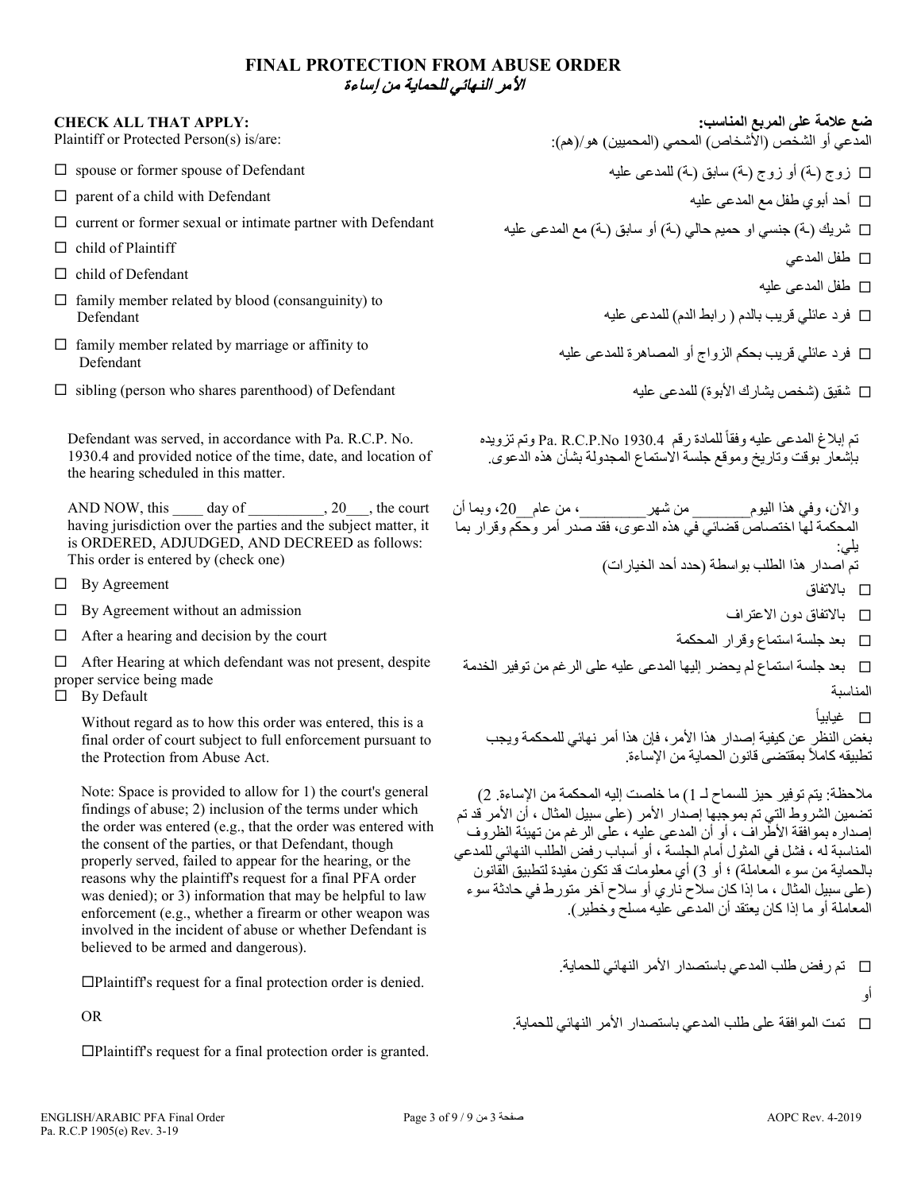# FINAL PROTECTION FROM ABUSE ORDER
# الأمر النهائي للحماية من إساءة

**CHECK ALL THAT APPLY:**
Plaintiff or Protected Person(s) is/are:

**ضع علامة على المربع المناسب:**
المدعي أو الشخص (الأشخاص) المحمي (المحميين) هو/(هم):

- ☐ spouse or former spouse of Defendant
- ☐ parent of a child with Defendant
- ☐ current or former sexual or intimate partner with Defendant
- ☐ child of Plaintiff
- ☐ child of Defendant
- ☐ family member related by blood (consanguinity) to Defendant
- ☐ family member related by marriage or affinity to Defendant
- ☐ sibling (person who shares parenthood) of Defendant

- ☐ زوج (ـة) أو زوج (ـة) سابق (ـة) للمدعى عليه
- ☐ أحد أبوي طفل مع المدعى عليه
- ☐ شريك (ـة) جنسي او حميم حالي (ـة) أو سابق (ـة) مع المدعى عليه
- ☐ طفل المدعي
- ☐ طفل المدعى عليه
- ☐ فرد عائلي قريب بالدم ( رابط الدم) للمدعى عليه
- ☐ فرد عائلي قريب بحكم الزواج أو المصاهرة للمدعى عليه
- ☐ شقيق (شخص يشارك الأبوة) للمدعى عليه

Defendant was served, in accordance with Pa. R.C.P. No. 1930.4 and provided notice of the time, date, and location of the hearing scheduled in this matter.

تم إبلاغ المدعى عليه وفقاً للمادة رقم Pa. R.C.P.No 1930.4 وتم تزويده بإشعار بوقت وتاريخ وموقع جلسة الاستماع المجدولة بشأن هذه الدعوى.

AND NOW, this ____ day of __________, 20___, the court having jurisdiction over the parties and the subject matter, it is ORDERED, ADJUDGED, AND DECREED as follows: This order is entered by (check one)

والآن، وفي هذا اليوم________ من شهر__________، من عام__20، وبما أن المحكمة لها اختصاص قضائي في هذه الدعوى، فقد صدر أمر وحكم وقرار بما يلي:
تم اصدار هذا الطلب بواسطة (حدد أحد الخيارات)

- ☐ By Agreement
- ☐ By Agreement without an admission
- ☐ After a hearing and decision by the court
- ☐ After Hearing at which defendant was not present, despite proper service being made
- ☐ By Default

- ☐ بالاتفاق
- ☐ بالاتفاق دون الاعتراف
- ☐ بعد جلسة استماع وقرار المحكمة
- ☐ بعد جلسة استماع لم يحضر إليها المدعى عليه على الرغم من توفير الخدمة المناسبة
- ☐ غيابياً

Without regard as to how this order was entered, this is a final order of court subject to full enforcement pursuant to the Protection from Abuse Act.

بغض النظر عن كيفية إصدار هذا الأمر، فإن هذا أمر نهائي للمحكمة ويجب تطبيقه كاملاً بمقتضى قانون الحماية من الإساءة.

Note: Space is provided to allow for 1) the court's general findings of abuse; 2) inclusion of the terms under which the order was entered (e.g., that the order was entered with the consent of the parties, or that Defendant, though properly served, failed to appear for the hearing, or the reasons why the plaintiff's request for a final PFA order was denied); or 3) information that may be helpful to law enforcement (e.g., whether a firearm or other weapon was involved in the incident of abuse or whether Defendant is believed to be armed and dangerous).

ملاحظة: يتم توفير حيز للسماح لـ 1) ما خلصت إليه المحكمة من الإساءة. 2) تضمين الشروط التي تم بموجبها إصدار الأمر (على سبيل المثال ، أن الأمر قد تم إصداره بموافقة الأطراف ، أو أن المدعى عليه ، على الرغم من تهيئة الظروف المناسبة له ، فشل في المثول أمام الجلسة ، أو أسباب رفض الطلب النهائي للمدعي بالحماية من سوء المعاملة) ؛ أو 3) أي معلومات قد تكون مفيدة لتطبيق القانون (على سبيل المثال ، ما إذا كان سلاح ناري أو سلاح آخر متورط في حادثة سوء المعاملة أو ما إذا كان يعتقد أن المدعى عليه مسلح وخطير).

☐Plaintiff's request for a final protection order is denied.

OR

☐Plaintiff's request for a final protection order is granted.

☐ تم رفض طلب المدعي باستصدار الأمر النهائي للحماية.

أو

☐ تمت الموافقة على طلب المدعي باستصدار الأمر النهائي للحماية.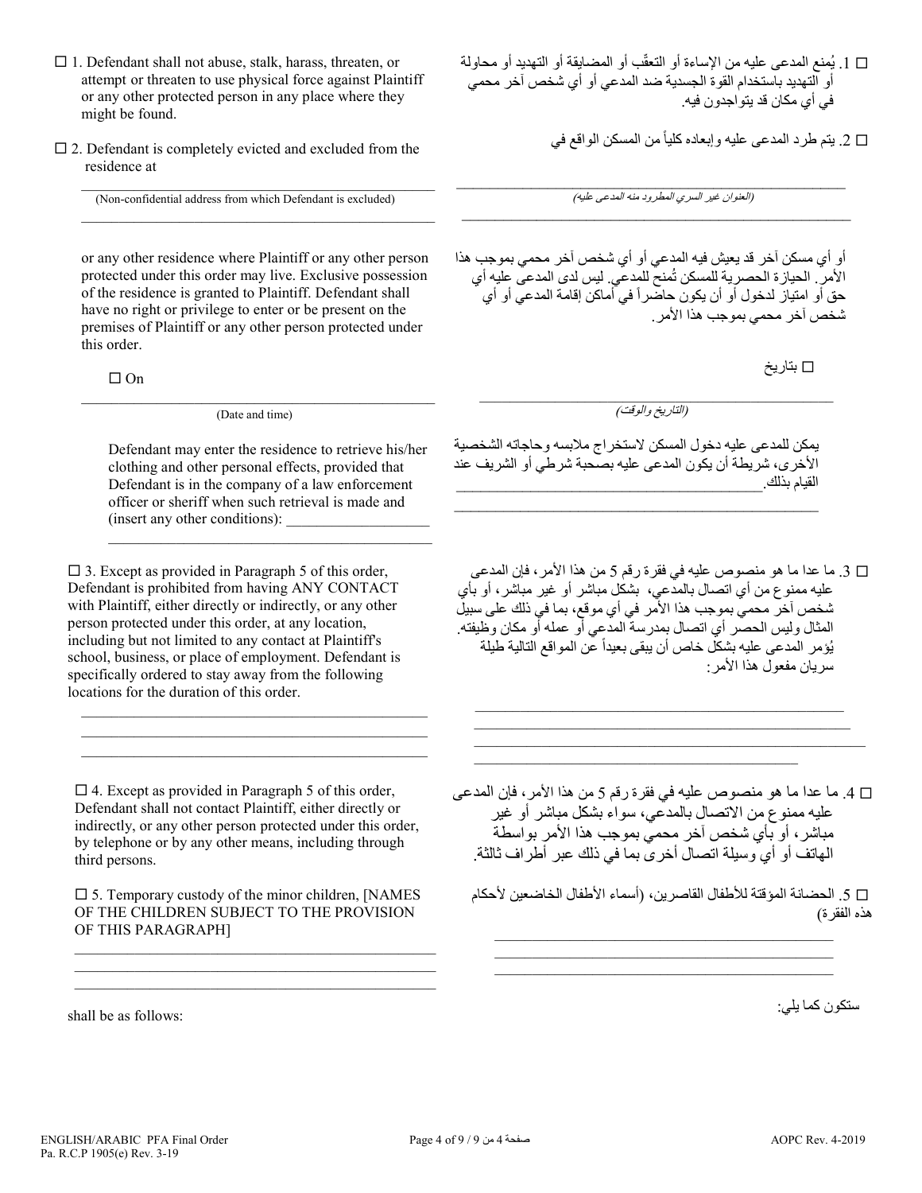☐ 1. Defendant shall not abuse, stalk, harass, threaten, or attempt or threaten to use physical force against Plaintiff or any other protected person in any place where they might be found.

☐ 1. يُمنع المدعى عليه من الإساءة أو التعقّب أو المضايقة أو التهديد أو محاولة أو التهديد باستخدام القوة الجسدية ضد المدعي أو أي شخص آخر محمي في أي مكان قد يتواجدون فيه.

☐ 2. Defendant is completely evicted and excluded from the residence at

☐ 2. يتم طرد المدعى عليه وإبعاده كلياً من المسكن الواقع في

\_\_\_\_\_\_\_\_\_\_\_\_\_\_\_\_\_\_\_\_\_\_\_\_\_\_\_\_\_\_\_\_\_\_\_\_\_\_\_\_\_\_\_\_\_\_\_\_
(Non-confidential address from which Defendant is excluded)
\_\_\_\_\_\_\_\_\_\_\_\_\_\_\_\_\_\_\_\_\_\_\_\_\_\_\_\_\_\_\_\_\_\_\_\_\_\_\_\_\_\_\_\_\_\_\_\_

\_\_\_\_\_\_\_\_\_\_\_\_\_\_\_\_\_\_\_\_\_\_\_\_\_\_\_\_\_\_\_\_\_\_\_\_\_\_\_\_\_\_\_\_\_\_\_\_
*(العنوان غير السري المطرود منه المدعى عليه)*
\_\_\_\_\_\_\_\_\_\_\_\_\_\_\_\_\_\_\_\_\_\_\_\_\_\_\_\_\_\_\_\_\_\_\_\_\_\_\_\_\_\_\_\_\_\_\_\_

or any other residence where Plaintiff or any other person protected under this order may live. Exclusive possession of the residence is granted to Plaintiff. Defendant shall have no right or privilege to enter or be present on the premises of Plaintiff or any other person protected under this order.

أو أي مسكن آخر قد يعيش فيه المدعي أو أي شخص آخر محمي بموجب هذا الأمر. الحيازة الحصرية للمسكن تُمنح للمدعي. ليس لدى المدعى عليه أي حق أو امتياز لدخول أو أن يكون حاضراً في أماكن إقامة المدعي أو أي شخص آخر محمي بموجب هذا الأمر.

☐ On

☐ بتاريخ

\_\_\_\_\_\_\_\_\_\_\_\_\_\_\_\_\_\_\_\_\_\_\_\_\_\_\_\_\_\_\_\_\_\_\_\_\_\_\_\_\_\_\_\_\_\_\_\_
(Date and time)

\_\_\_\_\_\_\_\_\_\_\_\_\_\_\_\_\_\_\_\_\_\_\_\_\_\_\_\_\_\_\_\_\_\_\_\_\_\_\_\_\_\_\_\_\_\_\_\_
*(التاريخ والوقت)*

Defendant may enter the residence to retrieve his/her clothing and other personal effects, provided that Defendant is in the company of a law enforcement officer or sheriff when such retrieval is made and (insert any other conditions): \_\_\_\_\_\_\_\_\_\_\_\_\_\_\_\_\_\_\_\_
\_\_\_\_\_\_\_\_\_\_\_\_\_\_\_\_\_\_\_\_\_\_\_\_\_\_\_\_\_\_\_\_\_\_\_\_\_\_\_\_\_\_\_\_\_\_\_\_

يمكن للمدعى عليه دخول المسكن لاستخراج ملابسه وحاجاته الشخصية الأخرى، شريطة أن يكون المدعى عليه بصحبة شرطي أو الشريف عند القيام بذلك.\_\_\_\_\_\_\_\_\_\_\_\_\_\_\_\_\_\_\_\_\_\_\_\_\_\_\_\_\_\_\_\_\_\_\_\_\_\_\_\_\_\_\_\_
\_\_\_\_\_\_\_\_\_\_\_\_\_\_\_\_\_\_\_\_\_\_\_\_\_\_\_\_\_\_\_\_\_\_\_\_\_\_\_\_\_\_\_\_\_\_\_\_

☐ 3. Except as provided in Paragraph 5 of this order, Defendant is prohibited from having ANY CONTACT with Plaintiff, either directly or indirectly, or any other person protected under this order, at any location, including but not limited to any contact at Plaintiff's school, business, or place of employment. Defendant is specifically ordered to stay away from the following locations for the duration of this order.

\_\_\_\_\_\_\_\_\_\_\_\_\_\_\_\_\_\_\_\_\_\_\_\_\_\_\_\_\_\_\_\_\_\_\_\_\_\_\_\_\_\_\_\_\_\_\_\_
\_\_\_\_\_\_\_\_\_\_\_\_\_\_\_\_\_\_\_\_\_\_\_\_\_\_\_\_\_\_\_\_\_\_\_\_\_\_\_\_\_\_\_\_\_\_\_\_
\_\_\_\_\_\_\_\_\_\_\_\_\_\_\_\_\_\_\_\_\_\_\_\_\_\_\_\_\_\_\_\_\_\_\_\_\_\_\_\_\_\_\_\_\_\_\_\_

☐ 3. ما عدا ما هو منصوص عليه في فقرة رقم 5 من هذا الأمر، فإن المدعى عليه ممنوع من أي اتصال بالمدعي، بشكل مباشر أو غير مباشر، أو بأي شخص آخر محمي بموجب هذا الأمر في أي موقع، بما في ذلك على سبيل المثال وليس الحصر أي اتصال بمدرسة المدعي أو عمله أو مكان وظيفته. يُؤمر المدعى عليه بشكل خاص أن يبقى بعيداً عن المواقع التالية طيلة سريان مفعول هذا الأمر:

\_\_\_\_\_\_\_\_\_\_\_\_\_\_\_\_\_\_\_\_\_\_\_\_\_\_\_\_\_\_\_\_\_\_\_\_\_\_\_\_\_\_\_\_\_\_\_\_
\_\_\_\_\_\_\_\_\_\_\_\_\_\_\_\_\_\_\_\_\_\_\_\_\_\_\_\_\_\_\_\_\_\_\_\_\_\_\_\_\_\_\_\_\_\_\_\_
\_\_\_\_\_\_\_\_\_\_\_\_\_\_\_\_\_\_\_\_\_\_\_\_\_\_\_\_\_\_\_\_\_\_\_\_\_\_\_\_\_\_\_\_\_\_\_\_
\_\_\_\_\_\_\_\_\_\_\_\_\_\_\_\_\_\_\_\_\_\_\_\_\_\_\_\_\_\_\_\_\_\_\_\_\_\_\_\_\_\_\_\_\_\_\_\_

☐ 4. Except as provided in Paragraph 5 of this order, Defendant shall not contact Plaintiff, either directly or indirectly, or any other person protected under this order, by telephone or by any other means, including through third persons.

☐ 4. ما عدا ما هو منصوص عليه في فقرة رقم 5 من هذا الأمر، فإن المدعى عليه ممنوع من الاتصال بالمدعي، سواء بشكل مباشر أو غير مباشر، أو بأي شخص آخر محمي بموجب هذا الأمر بواسطة الهاتف أو أي وسيلة اتصال أخرى بما في ذلك عبر أطراف ثالثة.

☐ 5. Temporary custody of the minor children, [NAMES OF THE CHILDREN SUBJECT TO THE PROVISION OF THIS PARAGRAPH]

\_\_\_\_\_\_\_\_\_\_\_\_\_\_\_\_\_\_\_\_\_\_\_\_\_\_\_\_\_\_\_\_\_\_\_\_\_\_\_\_\_\_\_\_\_\_\_\_
\_\_\_\_\_\_\_\_\_\_\_\_\_\_\_\_\_\_\_\_\_\_\_\_\_\_\_\_\_\_\_\_\_\_\_\_\_\_\_\_\_\_\_\_\_\_\_\_
\_\_\_\_\_\_\_\_\_\_\_\_\_\_\_\_\_\_\_\_\_\_\_\_\_\_\_\_\_\_\_\_\_\_\_\_\_\_\_\_\_\_\_\_\_\_\_\_

shall be as follows:

☐ 5. الحضانة المؤقتة للأطفال القاصرين، (أسماء الأطفال الخاضعين لأحكام هذه الفقرة)

\_\_\_\_\_\_\_\_\_\_\_\_\_\_\_\_\_\_\_\_\_\_\_\_\_\_\_\_\_\_\_\_\_\_\_\_\_\_\_\_\_\_\_\_\_\_\_\_
\_\_\_\_\_\_\_\_\_\_\_\_\_\_\_\_\_\_\_\_\_\_\_\_\_\_\_\_\_\_\_\_\_\_\_\_\_\_\_\_\_\_\_\_\_\_\_\_
\_\_\_\_\_\_\_\_\_\_\_\_\_\_\_\_\_\_\_\_\_\_\_\_\_\_\_\_\_\_\_\_\_\_\_\_\_\_\_\_\_\_\_\_\_\_\_\_

ستكون كما يلي: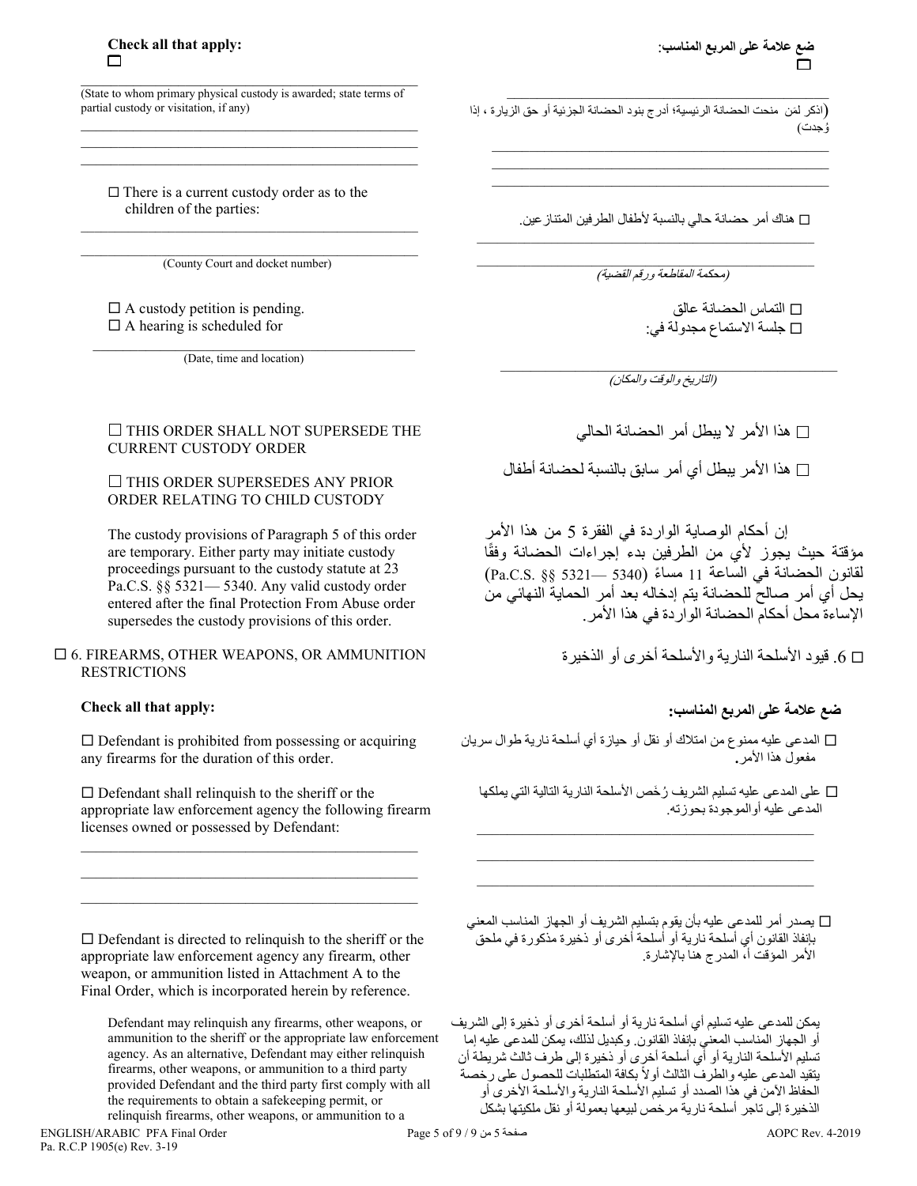**Check all that apply:**
☐

______________________________________________
(State to whom primary physical custody is awarded; state terms of partial custody or visitation, if any)
______________________________________________
______________________________________________
______________________________________________

**ضع علامة على المربع المناسب:**
☐

______________________________________________
(اذكر لمَن منحت الحضانة الرئيسية؛ أدرج بنود الحضانة الجزئية أو حق الزيارة ، إذا وُجدت)
______________________________________________
______________________________________________
______________________________________________

☐ There is a current custody order as to the children of the parties:

______________________________________________
______________________________________________
(County Court and docket number)

☐ هناك أمر حضانة حالي بالنسبة لأطفال الطرفين المتنازعين.

______________________________________________
______________________________________________
*(محكمة المقاطعة ورقم القضية)*

☐ A custody petition is pending.
☐ A hearing is scheduled for

______________________________________________
(Date, time and location)

☐ التماس الحضانة عالق
☐ جلسة الاستماع مجدولة في:

______________________________________________
*(التاريخ والوقت والمكان)*

☐ THIS ORDER SHALL NOT SUPERSEDE THE CURRENT CUSTODY ORDER

☐ THIS ORDER SUPERSEDES ANY PRIOR ORDER RELATING TO CHILD CUSTODY

The custody provisions of Paragraph 5 of this order are temporary. Either party may initiate custody proceedings pursuant to the custody statute at 23 Pa.C.S. §§ 5321— 5340. Any valid custody order entered after the final Protection From Abuse order supersedes the custody provisions of this order.

☐ هذا الأمر لا يبطل أمر الحضانة الحالي

☐ هذا الأمر يبطل أي أمر سابق بالنسبة لحضانة أطفال

إن أحكام الوصاية الواردة في الفقرة 5 من هذا الأمر مؤقتة حيث يجوز لأي من الطرفين بدء إجراءات الحضانة وفقًا لقانون الحضانة في الساعة 11 مساءً (5340 —5321 §§ Pa.C.S.) يحل أي أمر صالح للحضانة يتم إدخاله بعد أمر الحماية النهائي من الإساءة محل أحكام الحضانة الواردة في هذا الأمر.

☐ 6. FIREARMS, OTHER WEAPONS, OR AMMUNITION RESTRICTIONS

☐ 6. قيود الأسلحة النارية والأسلحة أخرى أو الذخيرة

**Check all that apply:**

☐ Defendant is prohibited from possessing or acquiring any firearms for the duration of this order.

☐ Defendant shall relinquish to the sheriff or the appropriate law enforcement agency the following firearm licenses owned or possessed by Defendant:

______________________________________________
______________________________________________
______________________________________________

☐ Defendant is directed to relinquish to the sheriff or the appropriate law enforcement agency any firearm, other weapon, or ammunition listed in Attachment A to the Final Order, which is incorporated herein by reference.

Defendant may relinquish any firearms, other weapons, or ammunition to the sheriff or the appropriate law enforcement agency. As an alternative, Defendant may either relinquish firearms, other weapons, or ammunition to a third party provided Defendant and the third party first comply with all the requirements to obtain a safekeeping permit, or relinquish firearms, other weapons, or ammunition to a

**ضع علامة على المربع المناسب:**

☐ المدعى عليه ممنوع من امتلاك أو نقل أو حيازة أي أسلحة نارية طوال سريان مفعول هذا الأمر.

☐ على المدعى عليه تسليم الشريف رُخَص الأسلحة النارية التالية التي يملكها المدعى عليه أوالموجودة بحوزته.

______________________________________________
______________________________________________
______________________________________________

☐ يصدر أمر للمدعى عليه بأن يقوم بتسليم الشريف أو الجهاز المناسب المعني بإنفاذ القانون أي أسلحة نارية أو أسلحة أخرى أو ذخيرة مذكورة في ملحق الأمر المؤقت أ، المدرج هنا بالإشارة.

يمكن للمدعى عليه تسليم أي أسلحة نارية أو أسلحة أخرى أو ذخيرة إلى الشريف أو الجهاز المناسب المعني بإنفاذ القانون. وكبديل لذلك، يمكن للمدعى عليه إما تسليم الأسلحة النارية أو أي أسلحة أخرى أو ذخيرة إلى طرف ثالث شريطة أن يتقيد المدعى عليه والطرف الثالث أولاً بكافة المتطلبات للحصول على رخصة الحفاظ الآمن في هذا الصدد أو تسليم الأسلحة النارية والأسلحة الأخرى أو الذخيرة إلى تاجر أسلحة نارية مرخص لبيعها بعمولة أو نقل ملكيتها بشكل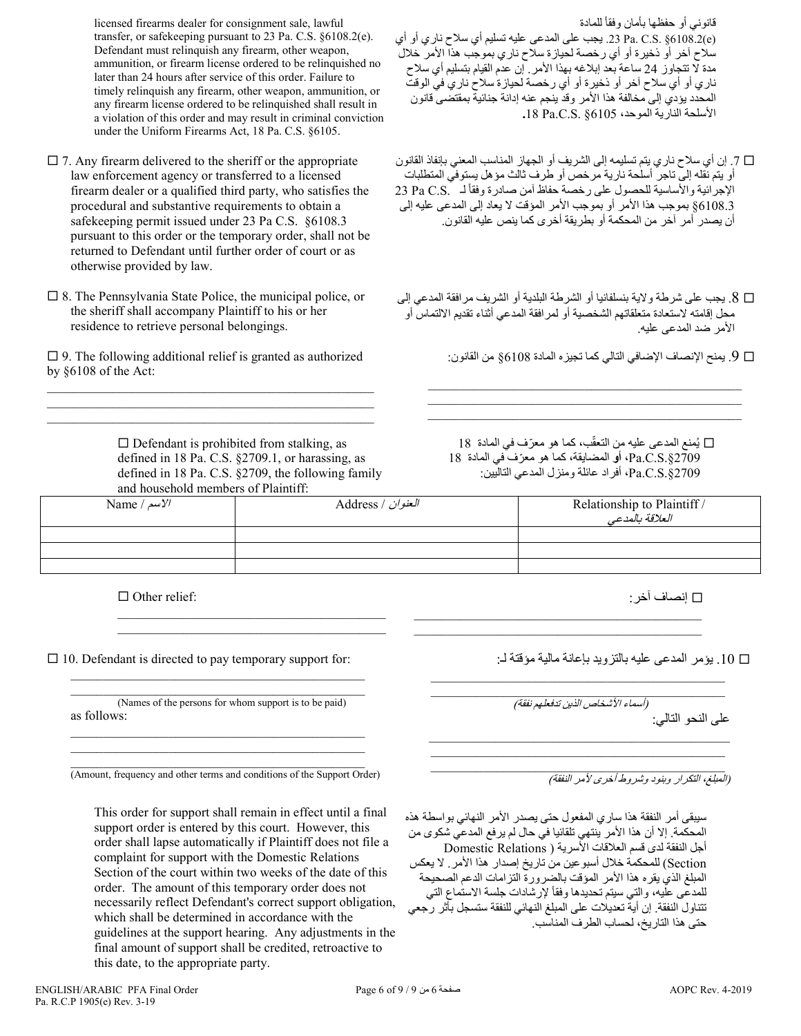licensed firearms dealer for consignment sale, lawful transfer, or safekeeping pursuant to 23 Pa. C.S. §6108.2(e). Defendant must relinquish any firearm, other weapon, ammunition, or firearm license ordered to be relinquished no later than 24 hours after service of this order. Failure to timely relinquish any firearm, other weapon, ammunition, or any firearm license ordered to be relinquished shall result in a violation of this order and may result in criminal conviction under the Uniform Firearms Act, 18 Pa. C.S. §6105.

قانوني أو حفظها بأمان وفقاً للمادة 23 Pa. C.S. §6108.2(e). يجب على المدعى عليه تسليم أي سلاح ناري أو أي سلاح آخر أو ذخيرة أو أي رخصة لحيازة سلاح ناري بموجب هذا الأمر خلال مدة لا تتجاوز 24 ساعة بعد إبلاغه بهذا الأمر. إن عدم القيام بتسليم أي سلاح ناري أو أي سلاح آخر أو ذخيرة أو أي رخصة لحيازة سلاح ناري في الوقت المحدد يؤدي إلى مخالفة هذا الأمر وقد ينجم عنه إدانة جنائية بمقتضى قانون الأسلحة النارية الموحد، 18 Pa.C.S. §6105.

☐ 7. Any firearm delivered to the sheriff or the appropriate law enforcement agency or transferred to a licensed firearm dealer or a qualified third party, who satisfies the procedural and substantive requirements to obtain a safekeeping permit issued under 23 Pa C.S. §6108.3 pursuant to this order or the temporary order, shall not be returned to Defendant until further order of court or as otherwise provided by law.

☐ 7. إن أي سلاح ناري يتم تسليمه إلى الشريف أو الجهاز المناسب المعني بإنفاذ القانون أو يتم نقله إلى تاجر أسلحة نارية مرخص أو طرف ثالث مؤهل يستوفي المتطلبات الإجرائية والأساسية للحصول على رخصة حفاظ أمن صادرة وفقاً لـ 23 Pa C.S. §6108.3 بموجب هذا الأمر أو بموجب الأمر المؤقت لا يعاد إلى المدعى عليه إلى أن يصدر أمر آخر من المحكمة أو بطريقة أخرى كما ينص عليه القانون.

☐ 8. The Pennsylvania State Police, the municipal police, or the sheriff shall accompany Plaintiff to his or her residence to retrieve personal belongings.

☐ 8. يجب على شرطة ولاية بنسلفانيا أو الشرطة البلدية أو الشريف مرافقة المدعي إلى محل إقامته لاستعادة متعلقاتهم الشخصية أو لمرافقة المدعي أثناء تقديم الالتماس أو الأمر ضد المدعى عليه.

☐ 9. The following additional relief is granted as authorized by §6108 of the Act:

☐ 9. يمنح الإنصاف الإضافي التالي كما تجيزه المادة 6108§ من القانون:

______________________________________________________
______________________________________________________
______________________________________________________

☐ Defendant is prohibited from stalking, as defined in 18 Pa. C.S. §2709.1, or harassing, as defined in 18 Pa. C.S. §2709, the following family and household members of Plaintiff:

☐ يُمنع المدعى عليه من التعقّب، كما هو معرّف في المادة 18 Pa.C.S.§2709، أو المضايقة، كما هو معرّف في المادة 18 Pa.C.S.§2709، أفراد عائلة ومنزل المدعي التاليين:

| Name / الاسم | Address / العنوان | Relationship to Plaintiff / العلاقة بالمدعي |
|---|---|---|
| | | |
| | | |
| | | |

☐ Other relief:

☐ إنصاف آخر:

______________________________________________________
______________________________________________________

☐ 10. Defendant is directed to pay temporary support for:

☐ 10. يؤمر المدعى عليه بالتزويد بإعانة مالية مؤقتة لـ:

______________________________________________________
______________________________________________________
(Names of the persons for whom support is to be paid)
*(أسماء الأشخاص الذين تدفعلهم نفقة)*

as follows:

على النحو التالي:

______________________________________________________
______________________________________________________
______________________________________________________
(Amount, frequency and other terms and conditions of the Support Order)
*(المبلغ، التكرار وبنود وشروط أخرى لأمر النفقة)*

This order for support shall remain in effect until a final support order is entered by this court. However, this order shall lapse automatically if Plaintiff does not file a complaint for support with the Domestic Relations Section of the court within two weeks of the date of this order. The amount of this temporary order does not necessarily reflect Defendant's correct support obligation, which shall be determined in accordance with the guidelines at the support hearing. Any adjustments in the final amount of support shall be credited, retroactive to this date, to the appropriate party.

سيبقى أمر النفقة هذا ساري المفعول حتى يصدر الأمر النهائي بواسطة هذه المحكمة. إلا أن هذا الأمر ينتهي تلقائيا في حال لم يرفع المدعي شكوى من أجل النفقة لدى قسم العلاقات الأسرية ( Domestic Relations Section) للمحكمة خلال أسبوعين من تاريخ إصدار هذا الأمر. لا يعكس المبلغ الذي يقره هذا الأمر المؤقت بالضرورة التزامات الدعم الصحيحة للمدعى عليه، والتي سيتم تحديدها وفقاً لإرشادات جلسة الاستماع التي تتناول النفقة. إن أية تعديلات على المبلغ النهائي للنفقة ستسجل بأثر رجعي حتى هذا التاريخ، لحساب الطرف المناسب.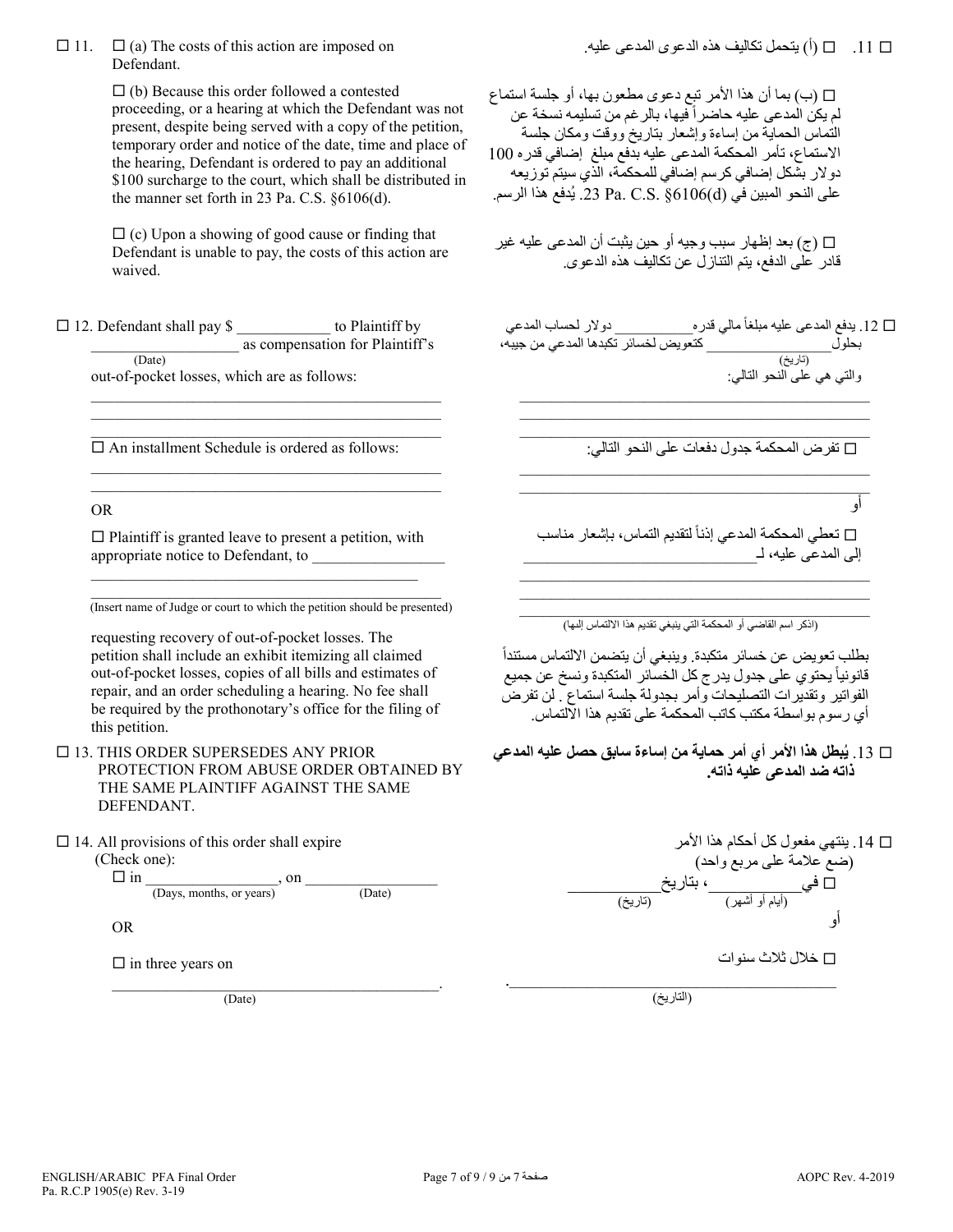☐ 11. ☐ (a) The costs of this action are imposed on Defendant.

☐ (b) Because this order followed a contested proceeding, or a hearing at which the Defendant was not present, despite being served with a copy of the petition, temporary order and notice of the date, time and place of the hearing, Defendant is ordered to pay an additional $100 surcharge to the court, which shall be distributed in the manner set forth in 23 Pa. C.S. §6106(d).

☐ (c) Upon a showing of good cause or finding that Defendant is unable to pay, the costs of this action are waived.

☐ 11. ☐ (أ) يتحمل تكاليف هذه الدعوى المدعى عليه.

☐ (ب) بما أن هذا الأمر تبع دعوى مطعون بها، أو جلسة استماع لم يكن المدعى عليه حاضراً فيها، بالرغم من تسليمه نسخة عن التماس الحماية من إساءة وإشعار بتاريخ ووقت ومكان جلسة الاستماع، تأمر المحكمة المدعى عليه بدفع مبلغ إضافي قدره 100 دولار بشكل إضافي كرسم إضافي للمحكمة، الذي سيتم توزيعه على النحو المبين في 23 Pa. C.S. §6106(d). يُدفع هذا الرسم.

☐ (ج) بعد إظهار سبب وجيه أو حين يثبت أن المدعى عليه غير قادر على الدفع، يتم التنازل عن تكاليف هذه الدعوى.

☐ 12. Defendant shall pay $ ____________ to Plaintiff by ________________ (Date) as compensation for Plaintiff's out-of-pocket losses, which are as follows:

_____________________________________________

_____________________________________________

_____________________________________________

☐ An installment Schedule is ordered as follows:

_____________________________________________

_____________________________________________

OR

☐ Plaintiff is granted leave to present a petition, with appropriate notice to Defendant, to ________________

_____________________________________________

_____________________________________________

(Insert name of Judge or court to which the petition should be presented)

requesting recovery of out-of-pocket losses. The petition shall include an exhibit itemizing all claimed out-of-pocket losses, copies of all bills and estimates of repair, and an order scheduling a hearing. No fee shall be required by the prothonotary's office for the filing of this petition.

☐ 12. يدفع المدعى عليه مبلغاً مالي قدره __________ دولار لحساب المدعي بحلول__________ (تاريخ) كتعويض لخسائر تكبدها المدعي من جيبه، والتي هي على النحو التالي:

_____________________________________________

_____________________________________________

_____________________________________________

☐ تفرض المحكمة جدول دفعات على النحو التالي:

_____________________________________________

_____________________________________________

أو

☐ تعطي المحكمة المدعي إذناً لتقديم التماس، بإشعار مناسب إلى المدعى عليه، لـ__________________________

_____________________________________________

_____________________________________________

_____________________________________________

(اذكر اسم القاضي أو المحكمة التي ينبغي تقديم هذا الالتماس إليها)

بطلب تعويض عن خسائر متكبدة. وينبغي أن يتضمن الالتماس مستنداً قانونياً يحتوي على جدول يدرج كل الخسائر المتكبدة ونسخ عن جميع الفواتير وتقديرات التصليحات وأمر بجدولة جلسة استماع . لن تفرض أي رسوم بواسطة مكتب كاتب المحكمة على تقديم هذا الالتماس.

☐ 13. THIS ORDER SUPERSEDES ANY PRIOR PROTECTION FROM ABUSE ORDER OBTAINED BY THE SAME PLAINTIFF AGAINST THE SAME DEFENDANT.

☐ 13. **يُبطل هذا الأمر أي أمر حماية من إساءة سابق حصل عليه المدعي ذاته ضد المدعى عليه ذاته.**

☐ 14. All provisions of this order shall expire (Check one):

☐ in ________________ (Days, months, or years), on ________________ (Date)

OR

☐ in three years on

_____________________________________________. (Date)

☐ 14. ينتهي مفعول كل أحكام هذا الأمر (ضع علامة على مربع واحد)

☐ في__________ (أيام أو أشهر)، بتاريخ__________ (تاريخ)

أو

☐ خلال ثلاث سنوات

._____________________________________________ (التاريخ)

ENGLISH/ARABIC PFA Final Order
Pa. R.C.P 1905(e) Rev. 3-19

AOPC Rev. 4-2019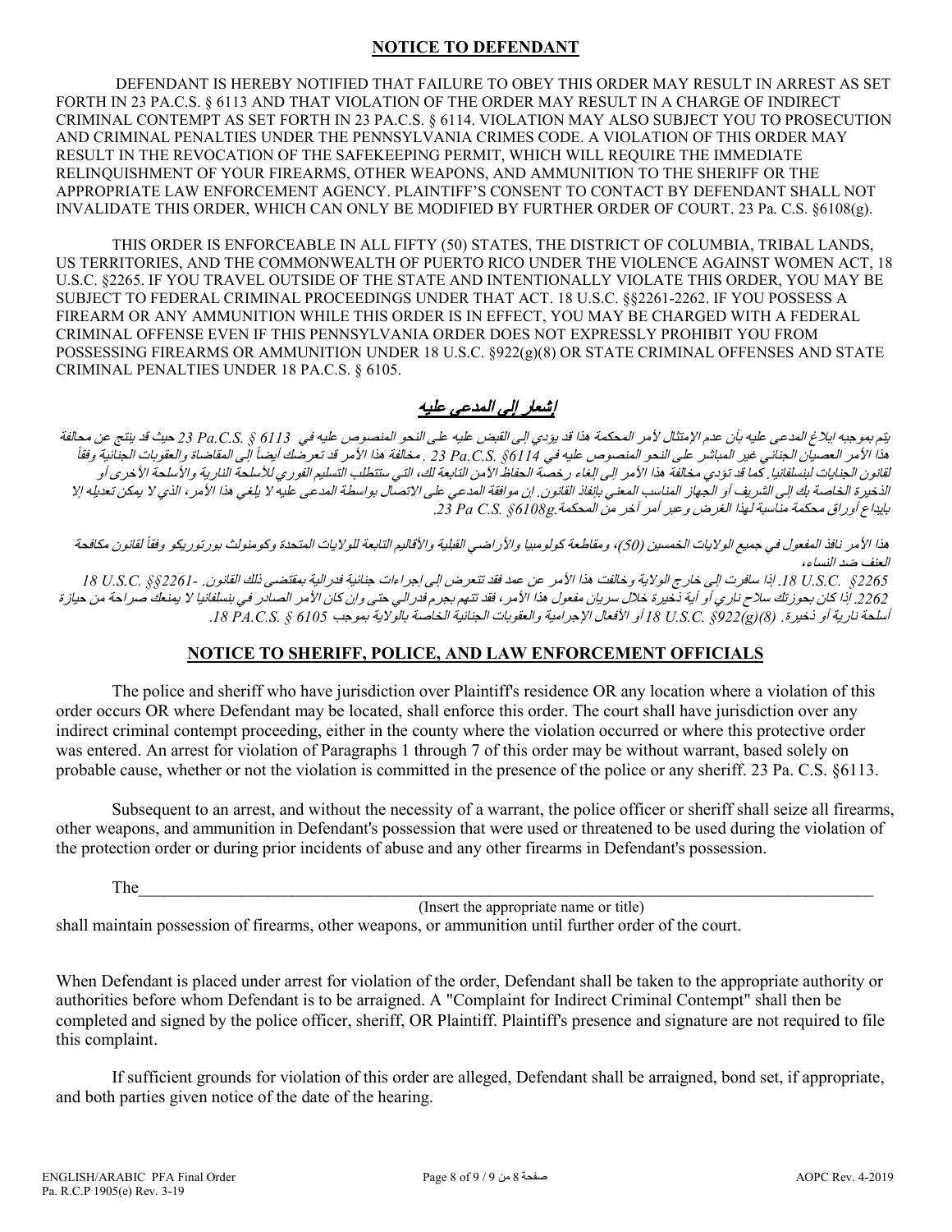## NOTICE TO DEFENDANT

DEFENDANT IS HEREBY NOTIFIED THAT FAILURE TO OBEY THIS ORDER MAY RESULT IN ARREST AS SET FORTH IN 23 PA.C.S. § 6113 AND THAT VIOLATION OF THE ORDER MAY RESULT IN A CHARGE OF INDIRECT CRIMINAL CONTEMPT AS SET FORTH IN 23 PA.C.S. § 6114. VIOLATION MAY ALSO SUBJECT YOU TO PROSECUTION AND CRIMINAL PENALTIES UNDER THE PENNSYLVANIA CRIMES CODE. A VIOLATION OF THIS ORDER MAY RESULT IN THE REVOCATION OF THE SAFEKEEPING PERMIT, WHICH WILL REQUIRE THE IMMEDIATE RELINQUISHMENT OF YOUR FIREARMS, OTHER WEAPONS, AND AMMUNITION TO THE SHERIFF OR THE APPROPRIATE LAW ENFORCEMENT AGENCY. PLAINTIFF'S CONSENT TO CONTACT BY DEFENDANT SHALL NOT INVALIDATE THIS ORDER, WHICH CAN ONLY BE MODIFIED BY FURTHER ORDER OF COURT. 23 Pa. C.S. §6108(g).

THIS ORDER IS ENFORCEABLE IN ALL FIFTY (50) STATES, THE DISTRICT OF COLUMBIA, TRIBAL LANDS, US TERRITORIES, AND THE COMMONWEALTH OF PUERTO RICO UNDER THE VIOLENCE AGAINST WOMEN ACT, 18 U.S.C. §2265. IF YOU TRAVEL OUTSIDE OF THE STATE AND INTENTIONALLY VIOLATE THIS ORDER, YOU MAY BE SUBJECT TO FEDERAL CRIMINAL PROCEEDINGS UNDER THAT ACT. 18 U.S.C. §§2261-2262. IF YOU POSSESS A FIREARM OR ANY AMMUNITION WHILE THIS ORDER IS IN EFFECT, YOU MAY BE CHARGED WITH A FEDERAL CRIMINAL OFFENSE EVEN IF THIS PENNSYLVANIA ORDER DOES NOT EXPRESSLY PROHIBIT YOU FROM POSSESSING FIREARMS OR AMMUNITION UNDER 18 U.S.C. §922(g)(8) OR STATE CRIMINAL OFFENSES AND STATE CRIMINAL PENALTIES UNDER 18 PA.C.S. § 6105.

## إشعار إلى المدعى عليه

*يتم بموجبه ابلاغ المدعى عليه بأن عدم الإمتثال لأمر المحكمة هذا قد يؤدي إلى القبض عليه على النحو المنصوص عليه في 23 Pa.C.S. § 6113 حيث قد ينتج عن مخالفة هذا الأمر العصيان الجنائي غير المباشر على النحو المنصوص عليه في 23 Pa.C.S. §6114 . مخالفة هذا الأمر قد تعرضك أيضاً إلى المقاضاة والعقوبات الجنائية وفقاً لقانون الجنايات لبنسلفانيا. كما قد تؤدي مخالفة هذا الأمر إلى إلغاء رخصة الحفاظ الآمن التابعة لك، التي ستتطلب التسليم الفوري للأسلحة النارية والأسلحة الأخرى أو الذخيرة الخاصة بك إلى الشريف أو الجهاز المناسب المعني بإنفاذ القانون. إن موافقة المدعي على الاتصال بواسطة المدعى عليه لا يلغي هذا الأمر، الذي لا يمكن تعديله إلا بإيداع أوراق محكمة مناسبة لهذا الغرض وعبر أمر آخر من المحكمة.23 Pa C.S. §6108g.*

*هذا الأمر نافذ المفعول في جميع الولايات الخمسين (50)، ومقاطعة كولومبيا والأراضي القبلية والأقاليم التابعة للولايات المتحدة وكومنولث بورتوريكو وفقاً لقانون مكافحة العنف ضد النساء، 18 U.S.C. §2265. إذا سافرت إلى خارج الولاية وخالفت هذا الأمر عن عمد فقد تتعرض إلى إجراءات جنائية فدرالية بمقتضى ذلك القانون. 18 U.S.C. §§2261-2262. إذا كان بحوزتك سلاح ناري أو أية ذخيرة خلال سريان مفعول هذا الأمر، فقد تتهم بجرم فدرالي حتى وإن كان الأمر الصادر في بنسلفانيا لا يمنعك صراحة من حيازة أسلحة نارية أو ذخيرة. 18 U.S.C. §922(g)(8) أو الأفعال الإجرامية والعقوبات الجنائية الخاصة بالولاية بموجب 18 PA.C.S. § 6105.*

## NOTICE TO SHERIFF, POLICE, AND LAW ENFORCEMENT OFFICIALS

The police and sheriff who have jurisdiction over Plaintiff's residence OR any location where a violation of this order occurs OR where Defendant may be located, shall enforce this order. The court shall have jurisdiction over any indirect criminal contempt proceeding, either in the county where the violation occurred or where this protective order was entered. An arrest for violation of Paragraphs 1 through 7 of this order may be without warrant, based solely on probable cause, whether or not the violation is committed in the presence of the police or any sheriff. 23 Pa. C.S. §6113.

Subsequent to an arrest, and without the necessity of a warrant, the police officer or sheriff shall seize all firearms, other weapons, and ammunition in Defendant's possession that were used or threatened to be used during the violation of the protection order or during prior incidents of abuse and any other firearms in Defendant's possession.

The\_\_\_\_\_\_\_\_\_\_\_\_\_\_\_\_\_\_\_\_\_\_\_\_\_\_\_\_\_\_\_\_\_\_\_\_\_\_\_\_\_\_\_\_\_\_\_\_\_\_\_\_\_\_\_\_\_\_\_\_\_\_\_\_\_\_\_\_\_\_\_\_\_\_\_\_

(Insert the appropriate name or title)

shall maintain possession of firearms, other weapons, or ammunition until further order of the court.

When Defendant is placed under arrest for violation of the order, Defendant shall be taken to the appropriate authority or authorities before whom Defendant is to be arraigned. A "Complaint for Indirect Criminal Contempt" shall then be completed and signed by the police officer, sheriff, OR Plaintiff. Plaintiff's presence and signature are not required to file this complaint.

If sufficient grounds for violation of this order are alleged, Defendant shall be arraigned, bond set, if appropriate, and both parties given notice of the date of the hearing.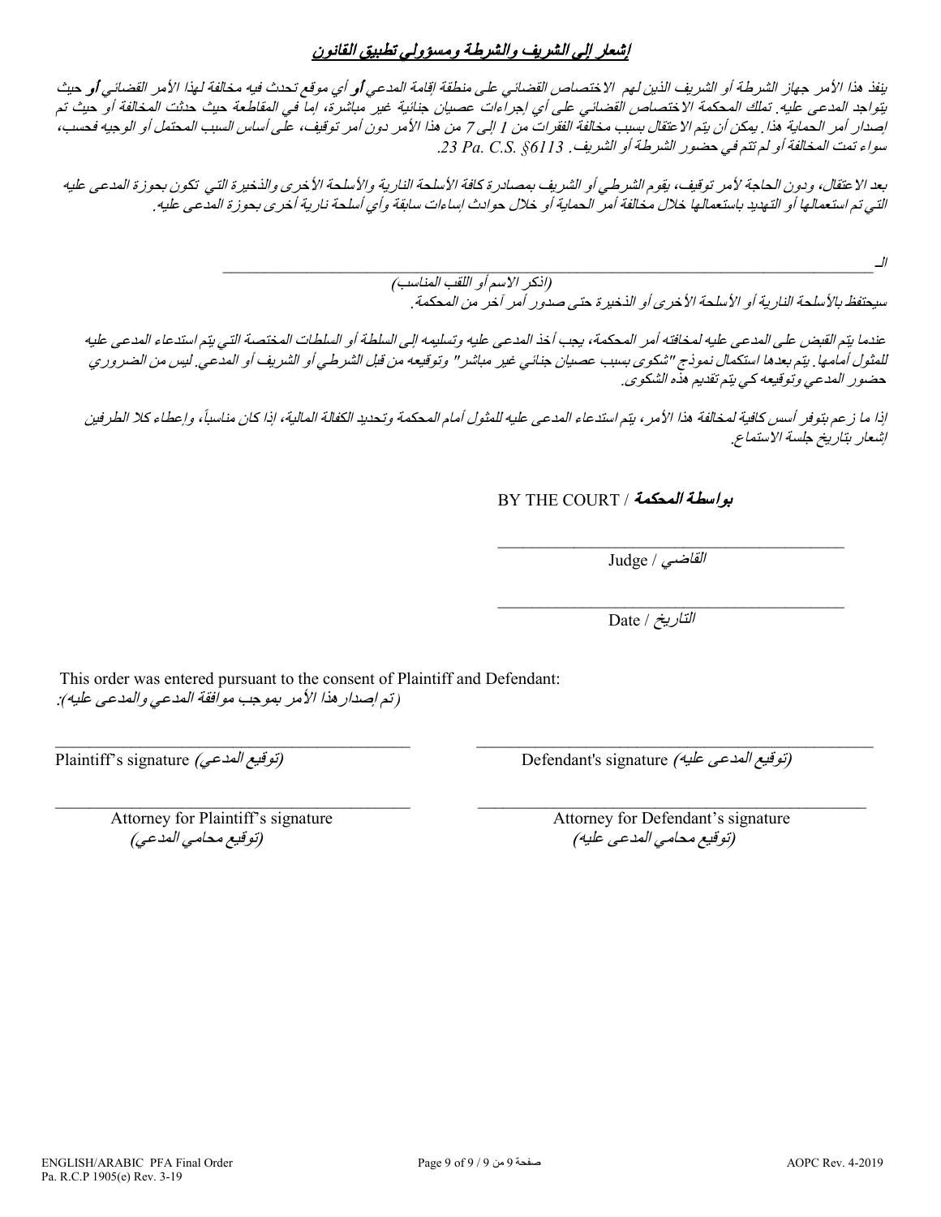## إشعار إلى الشريف والشرطة ومسؤولي تطبيق القانون

*ينفذ هذا الأمر جهاز الشرطة أو الشريف الذين لهم الاختصاص القضائي على منطقة إقامة المدعي **أو** أي موقع تحدث فيه مخالفة لهذا الأمر القضائي **أو** حيث يتواجد المدعى عليه. تملك المحكمة الاختصاص القضائي على أي إجراءات عصيان جنائية غير مباشرة، إما في المقاطعة حيث حدثت المخالفة أو حيث تم إصدار أمر الحماية هذا. يمكن أن يتم الاعتقال بسبب مخالفة الفقرات من 1 إلى 7 من هذا الأمر دون أمر توقيف، على أساس السبب المحتمل أو الوجيه فحسب، سواء تمت المخالفة أو لم تتم في حضور الشرطة أو الشريف. 23 Pa. C.S. §6113.*

*بعد الاعتقال، ودون الحاجة لأمر توقيف، يقوم الشرطي أو الشريف بمصادرة كافة الأسلحة النارية والأسلحة الأخرى والذخيرة التي تكون بحوزة المدعى عليه التي تم استعمالها أو التهديد باستعمالها خلال مخالفة أمر الحماية أو خلال حوادث إساءات سابقة وأي أسلحة نارية أخرى بحوزة المدعى عليه.*

الـ ______________________________________________________________
*(اذكر الاسم أو اللقب المناسب)*
*سيحتفظ بالأسلحة النارية أو الأسلحة الأخرى أو الذخيرة حتى صدور أمر آخر من المحكمة.*

*عندما يتم القبض على المدعى عليه لمخالفته أمر المحكمة، يجب أخذ المدعى عليه وتسليمه إلى السلطة أو السلطات المختصة التي يتم استدعاء المدعى عليه للمثول أمامها. يتم بعدها استكمال نموذج "شكوى بسبب عصيان جنائي غير مباشر" وتوقيعه من قبل الشرطي أو الشريف أو المدعي. ليس من الضروري حضور المدعي وتوقيعه كي يتم تقديم هذه الشكوى.*

*إذا ما زعم بتوفر أسس كافية لمخالفة هذا الأمر، يتم استدعاء المدعى عليه للمثول أمام المحكمة وتحديد الكفالة المالية، إذا كان مناسباً، وإعطاء كلا الطرفين إشعار بتاريخ جلسة الاستماع.*

BY THE COURT / ***بواسطة المحكمة***

______________________________________
Judge / *القاضي*

______________________________________
Date / *التاريخ*

This order was entered pursuant to the consent of Plaintiff and Defendant:
*(تم إصدار هذا الأمر بموجب موافقة المدعي والمدعى عليه):*

______________________________________
Plaintiff's signature *(توقيع المدعي)*

______________________________________
Defendant's signature *(توقيع المدعى عليه)*

______________________________________
Attorney for Plaintiff's signature
*(توقيع محامي المدعي)*

______________________________________
Attorney for Defendant's signature
*(توقيع محامي المدعى عليه)*

ENGLISH/ARABIC PFA Final Order
Pa. R.C.P 1905(e) Rev. 3-19

AOPC Rev. 4-2019